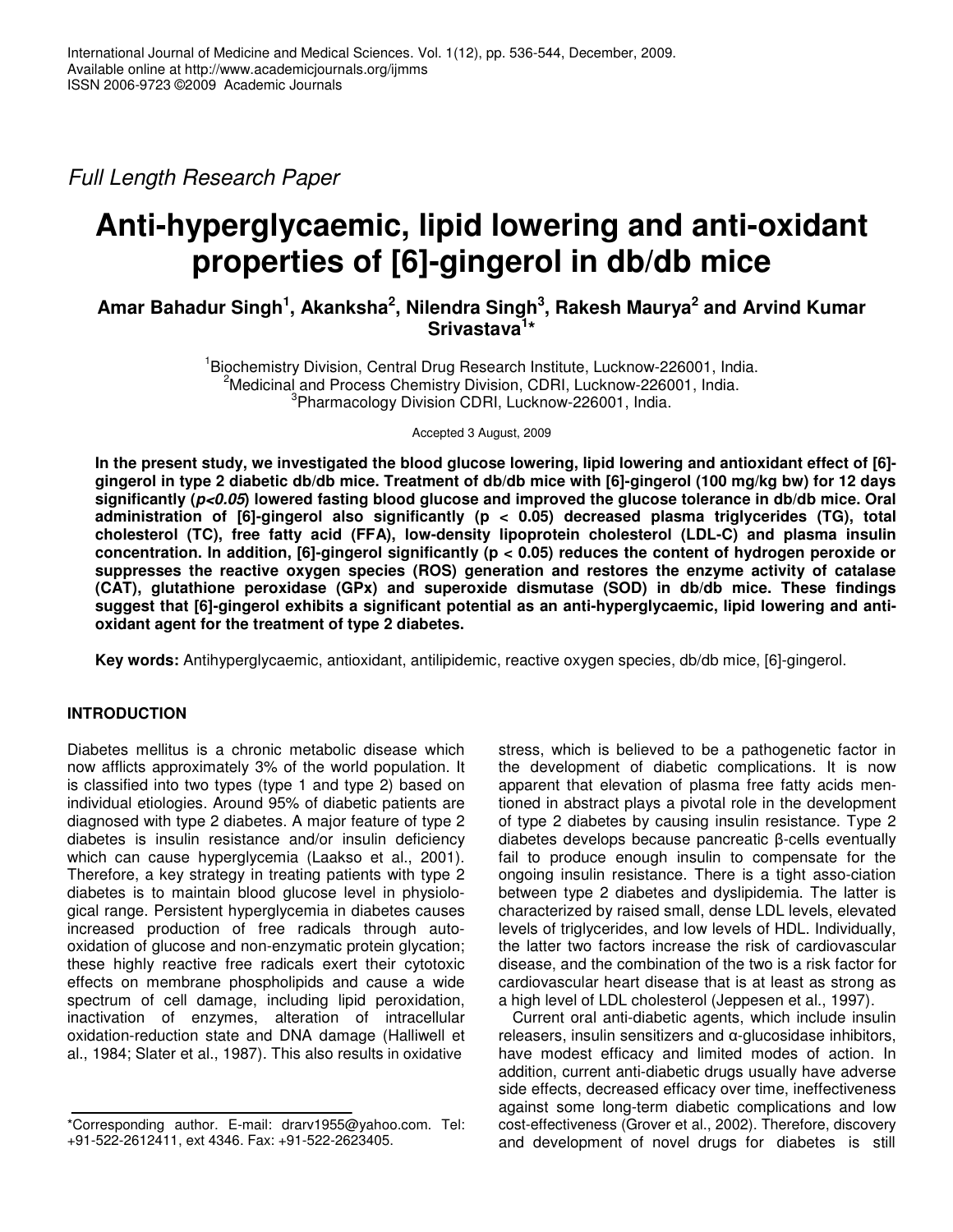Full Length Research Paper

# Anti-hyperglycaemic, lipid lowering and anti-oxidant properties of [6]-gingerol in db/db mice

**Amar Bahadur Singh[1], Akanksha[2], Nilendra Singh[3], Rakesh Maurya[2] and Arvind Kumar Srivastava[1]***

[1]Biochemistry Division, Central Drug Research Institute, Lucknow-226001, India.
[2]Medicinal and Process Chemistry Division, CDRI, Lucknow-226001, India.
[3]Pharmacology Division CDRI, Lucknow-226001, India.

Accepted 3 August, 2009

**In the present study, we investigated the blood glucose lowering, lipid lowering and antioxidant effect of [6]-gingerol in type 2 diabetic db/db mice. Treatment of db/db mice with [6]-gingerol (100 mg/kg bw) for 12 days significantly (*p<0.05*) lowered fasting blood glucose and improved the glucose tolerance in db/db mice. Oral administration of [6]-gingerol also significantly (p < 0.05) decreased plasma triglycerides (TG), total cholesterol (TC), free fatty acid (FFA), low-density lipoprotein cholesterol (LDL-C) and plasma insulin concentration. In addition, [6]-gingerol significantly (p < 0.05) reduces the content of hydrogen peroxide or suppresses the reactive oxygen species (ROS) generation and restores the enzyme activity of catalase (CAT), glutathione peroxidase (GPx) and superoxide dismutase (SOD) in db/db mice. These findings suggest that [6]-gingerol exhibits a significant potential as an anti-hyperglycaemic, lipid lowering and anti-oxidant agent for the treatment of type 2 diabetes.**

**Key words:** Antihyperglycaemic, antioxidant, antilipidemic, reactive oxygen species, db/db mice, [6]-gingerol.

## INTRODUCTION

Diabetes mellitus is a chronic metabolic disease which now afflicts approximately 3% of the world population. It is classified into two types (type 1 and type 2) based on individual etiologies. Around 95% of diabetic patients are diagnosed with type 2 diabetes. A major feature of type 2 diabetes is insulin resistance and/or insulin deficiency which can cause hyperglycemia (Laakso et al., 2001). Therefore, a key strategy in treating patients with type 2 diabetes is to maintain blood glucose level in physiological range. Persistent hyperglycemia in diabetes causes increased production of free radicals through auto-oxidation of glucose and non-enzymatic protein glycation; these highly reactive free radicals exert their cytotoxic effects on membrane phospholipids and cause a wide spectrum of cell damage, including lipid peroxidation, inactivation of enzymes, alteration of intracellular oxidation-reduction state and DNA damage (Halliwell et al., 1984; Slater et al., 1987). This also results in oxidative stress, which is believed to be a pathogenetic factor in the development of diabetic complications. It is now apparent that elevation of plasma free fatty acids mentioned in abstract plays a pivotal role in the development of type 2 diabetes by causing insulin resistance. Type 2 diabetes develops because pancreatic β-cells eventually fail to produce enough insulin to compensate for the ongoing insulin resistance. There is a tight asso-ciation between type 2 diabetes and dyslipidemia. The latter is characterized by raised small, dense LDL levels, elevated levels of triglycerides, and low levels of HDL. Individually, the latter two factors increase the risk of cardiovascular disease, and the combination of the two is a risk factor for cardiovascular heart disease that is at least as strong as a high level of LDL cholesterol (Jeppesen et al., 1997).

Current oral anti-diabetic agents, which include insulin releasers, insulin sensitizers and α-glucosidase inhibitors, have modest efficacy and limited modes of action. In addition, current anti-diabetic drugs usually have adverse side effects, decreased efficacy over time, ineffectiveness against some long-term diabetic complications and low cost-effectiveness (Grover et al., 2002). Therefore, discovery and development of novel drugs for diabetes is still

*Corresponding author. E-mail: drarv1955@yahoo.com. Tel: +91-522-2612411, ext 4346. Fax: +91-522-2623405.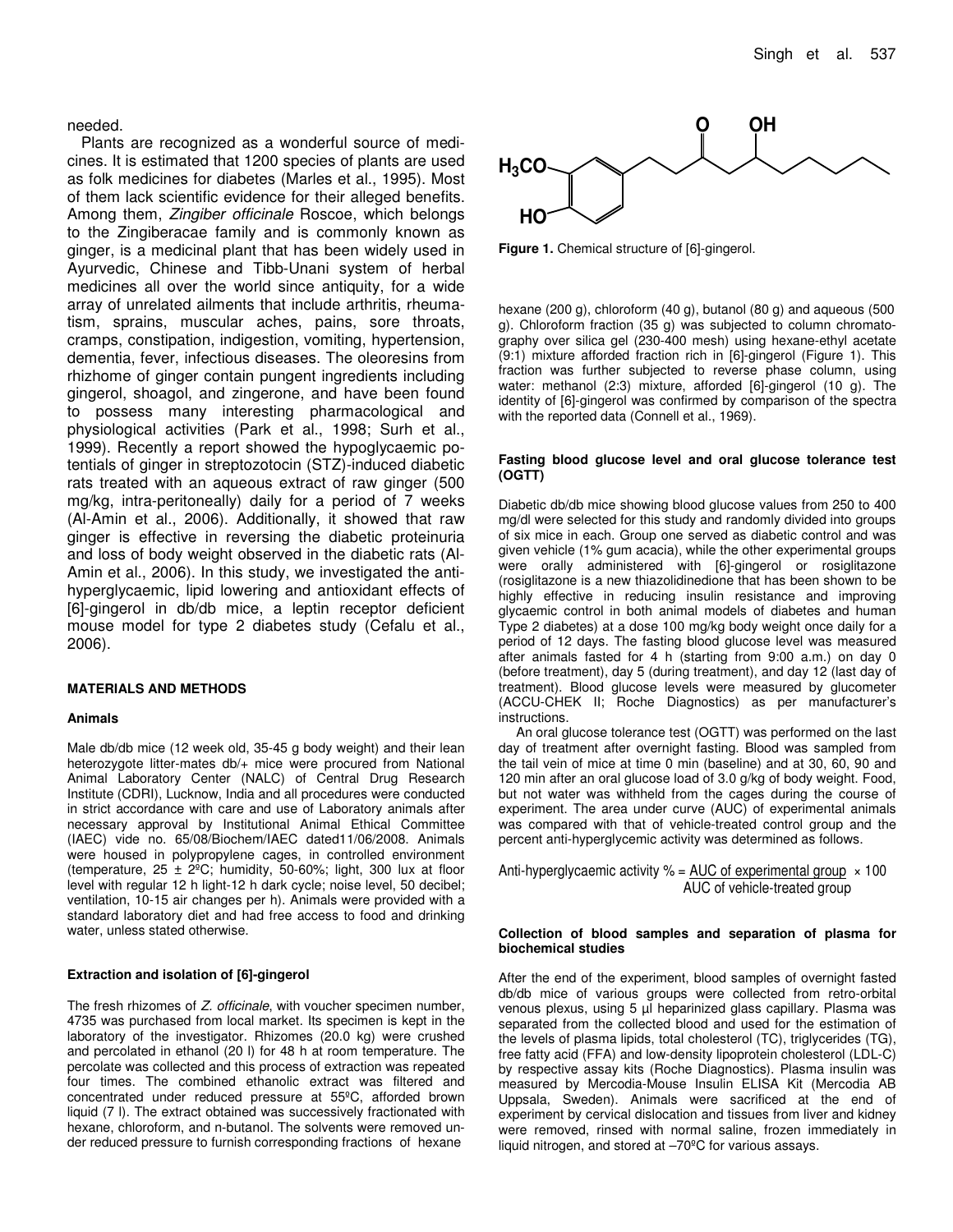needed.

Plants are recognized as a wonderful source of medicines. It is estimated that 1200 species of plants are used as folk medicines for diabetes (Marles et al., 1995). Most of them lack scientific evidence for their alleged benefits. Among them, *Zingiber officinale* Roscoe, which belongs to the Zingiberacae family and is commonly known as ginger, is a medicinal plant that has been widely used in Ayurvedic, Chinese and Tibb-Unani system of herbal medicines all over the world since antiquity, for a wide array of unrelated ailments that include arthritis, rheumatism, sprains, muscular aches, pains, sore throats, cramps, constipation, indigestion, vomiting, hypertension, dementia, fever, infectious diseases. The oleoresins from rhizhome of ginger contain pungent ingredients including gingerol, shoagol, and zingerone, and have been found to possess many interesting pharmacological and physiological activities (Park et al., 1998; Surh et al., 1999). Recently a report showed the hypoglycaemic potentials of ginger in streptozotocin (STZ)-induced diabetic rats treated with an aqueous extract of raw ginger (500 mg/kg, intra-peritoneally) daily for a period of 7 weeks (Al-Amin et al., 2006). Additionally, it showed that raw ginger is effective in reversing the diabetic proteinuria and loss of body weight observed in the diabetic rats (Al-Amin et al., 2006). In this study, we investigated the anti-hyperglycaemic, lipid lowering and antioxidant effects of [6]-gingerol in db/db mice, a leptin receptor deficient mouse model for type 2 diabetes study (Cefalu et al., 2006).

## MATERIALS AND METHODS

### Animals

Male db/db mice (12 week old, 35-45 g body weight) and their lean heterozygote litter-mates db/+ mice were procured from National Animal Laboratory Center (NALC) of Central Drug Research Institute (CDRI), Lucknow, India and all procedures were conducted in strict accordance with care and use of Laboratory animals after necessary approval by Institutional Animal Ethical Committee (IAEC) vide no. 65/08/Biochem/IAEC dated11/06/2008. Animals were housed in polypropylene cages, in controlled environment (temperature, 25 ± 2ºC; humidity, 50-60%; light, 300 lux at floor level with regular 12 h light-12 h dark cycle; noise level, 50 decibel; ventilation, 10-15 air changes per h). Animals were provided with a standard laboratory diet and had free access to food and drinking water, unless stated otherwise.

### Extraction and isolation of [6]-gingerol

The fresh rhizomes of *Z. officinale*, with voucher specimen number, 4735 was purchased from local market. Its specimen is kept in the laboratory of the investigator. Rhizomes (20.0 kg) were crushed and percolated in ethanol (20 l) for 48 h at room temperature. The percolate was collected and this process of extraction was repeated four times. The combined ethanolic extract was filtered and concentrated under reduced pressure at 55ºC, afforded brown liquid (7 l). The extract obtained was successively fractionated with hexane, chloroform, and n-butanol. The solvents were removed under reduced pressure to furnish corresponding fractions of hexane (200 g), chloroform (40 g), butanol (80 g) and aqueous (500 g). Chloroform fraction (35 g) was subjected to column chromatography over silica gel (230-400 mesh) using hexane-ethyl acetate (9:1) mixture afforded fraction rich in [6]-gingerol (Figure 1). This fraction was further subjected to reverse phase column, using water: methanol (2:3) mixture, afforded [6]-gingerol (10 g). The identity of [6]-gingerol was confirmed by comparison of the spectra with the reported data (Connell et al., 1969).

**Figure 1.** Chemical structure of [6]-gingerol.

### Fasting blood glucose level and oral glucose tolerance test (OGTT)

Diabetic db/db mice showing blood glucose values from 250 to 400 mg/dl were selected for this study and randomly divided into groups of six mice in each. Group one served as diabetic control and was given vehicle (1% gum acacia), while the other experimental groups were orally administered with [6]-gingerol or rosiglitazone (rosiglitazone is a new thiazolidinedione that has been shown to be highly effective in reducing insulin resistance and improving glycaemic control in both animal models of diabetes and human Type 2 diabetes) at a dose 100 mg/kg body weight once daily for a period of 12 days. The fasting blood glucose level was measured after animals fasted for 4 h (starting from 9:00 a.m.) on day 0 (before treatment), day 5 (during treatment), and day 12 (last day of treatment). Blood glucose levels were measured by glucometer (ACCU-CHEK II; Roche Diagnostics) as per manufacturer's instructions.

An oral glucose tolerance test (OGTT) was performed on the last day of treatment after overnight fasting. Blood was sampled from the tail vein of mice at time 0 min (baseline) and at 30, 60, 90 and 120 min after an oral glucose load of 3.0 g/kg of body weight. Food, but not water was withheld from the cages during the course of experiment. The area under curve (AUC) of experimental animals was compared with that of vehicle-treated control group and the percent anti-hyperglycemic activity was determined as follows.

$$\text{Anti-hyperglycaemic activity \%} = \frac{\text{AUC of experimental group}}{\text{AUC of vehicle-treated group}} \times 100$$

### Collection of blood samples and separation of plasma for biochemical studies

After the end of the experiment, blood samples of overnight fasted db/db mice of various groups were collected from retro-orbital venous plexus, using 5 µl heparinized glass capillary. Plasma was separated from the collected blood and used for the estimation of the levels of plasma lipids, total cholesterol (TC), triglycerides (TG), free fatty acid (FFA) and low-density lipoprotein cholesterol (LDL-C) by respective assay kits (Roche Diagnostics). Plasma insulin was measured by Mercodia-Mouse Insulin ELISA Kit (Mercodia AB Uppsala, Sweden). Animals were sacrificed at the end of experiment by cervical dislocation and tissues from liver and kidney were removed, rinsed with normal saline, frozen immediately in liquid nitrogen, and stored at –70ºC for various assays.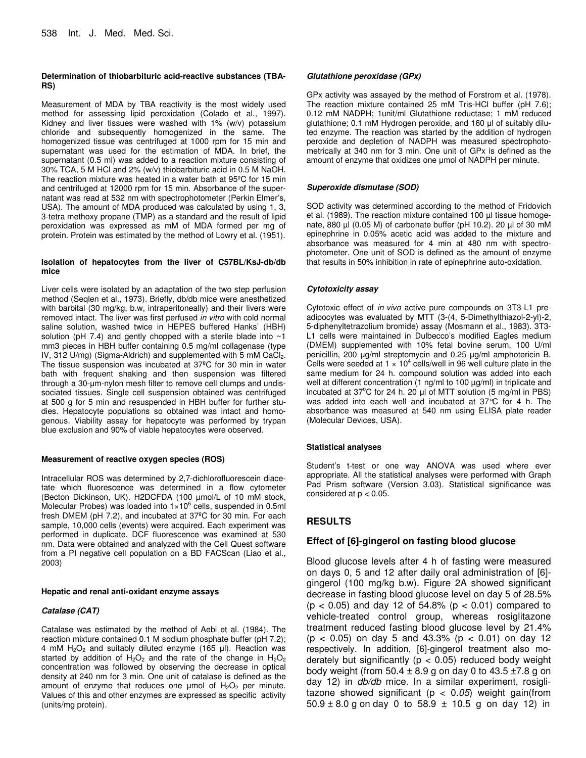**Determination of thiobarbituric acid-reactive substances (TBA-RS)**

Measurement of MDA by TBA reactivity is the most widely used method for assessing lipid peroxidation (Colado et al., 1997). Kidney and liver tissues were washed with 1% (w/v) potassium chloride and subsequently homogenized in the same. The homogenized tissue was centrifuged at 1000 rpm for 15 min and supernatant was used for the estimation of MDA. In brief, the supernatant (0.5 ml) was added to a reaction mixture consisting of 30% TCA, 5 M HCl and 2% (w/v) thiobarbituric acid in 0.5 M NaOH. The reaction mixture was heated in a water bath at 95ºC for 15 min and centrifuged at 12000 rpm for 15 min. Absorbance of the supernatant was read at 532 nm with spectrophotometer (Perkin Elmer's, USA). The amount of MDA produced was calculated by using 1, 3, 3-tetra methoxy propane (TMP) as a standard and the result of lipid peroxidation was expressed as mM of MDA formed per mg of protein. Protein was estimated by the method of Lowry et al. (1951).

**Isolation of hepatocytes from the liver of C57BL/KsJ-db/db mice**

Liver cells were isolated by an adaptation of the two step perfusion method (Seqlen et al., 1973). Briefly, db/db mice were anesthetized with barbital (30 mg/kg, b.w, intraperitoneally) and their livers were removed intact. The liver was first perfused *in vitro* with cold normal saline solution, washed twice in HEPES buffered Hanks' (HBH) solution (pH 7.4) and gently chopped with a sterile blade into ~1 mm3 pieces in HBH buffer containing 0.5 mg/ml collagenase (type IV, 312 U/mg) (Sigma-Aldrich) and supplemented with 5 mM $CaCl_2$. The tissue suspension was incubated at 37ºC for 30 min in water bath with frequent shaking and then suspension was filtered through a 30-µm-nylon mesh filter to remove cell clumps and undissociated tissues. Single cell suspension obtained was centrifuged at 500 g for 5 min and resuspended in HBH buffer for further studies. Hepatocyte populations so obtained was intact and homogenous. Viability assay for hepatocyte was performed by trypan blue exclusion and 90% of viable hepatocytes were observed.

**Measurement of reactive oxygen species (ROS)**

Intracellular ROS was determined by 2,7-dichlorofluorescein diacetate which fluorescence was determined in a flow cytometer (Becton Dickinson, UK). H2DCFDA (100 µmol/L of 10 mM stock, Molecular Probes) was loaded into $1\times10^6$ cells, suspended in 0.5ml fresh DMEM (pH 7.2), and incubated at 37ºC for 30 min. For each sample, 10,000 cells (events) were acquired. Each experiment was performed in duplicate. DCF fluorescence was examined at 530 nm. Data were obtained and analyzed with the Cell Quest software from a PI negative cell population on a BD FACScan (Liao et al., 2003)

**Hepatic and renal anti-oxidant enzyme assays**

***Catalase (CAT)***

Catalase was estimated by the method of Aebi et al. (1984). The reaction mixture contained 0.1 M sodium phosphate buffer (pH 7.2); 4 mM $H_2O_2$ and suitably diluted enzyme (165 µl). Reaction was started by addition of $H_2O_2$ and the rate of the change in $H_2O_2$ concentration was followed by observing the decrease in optical density at 240 nm for 3 min. One unit of catalase is defined as the amount of enzyme that reduces one µmol of $H_2O_2$ per minute. Values of this and other enzymes are expressed as specific activity (units/mg protein).

***Glutathione peroxidase (GPx)***

GPx activity was assayed by the method of Forstrom et al. (1978). The reaction mixture contained 25 mM Tris-HCl buffer (pH 7.6); 0.12 mM NADPH; 1unit/ml Glutathione reductase; 1 mM reduced glutathione; 0.1 mM Hydrogen peroxide, and 160 µl of suitably diluted enzyme. The reaction was started by the addition of hydrogen peroxide and depletion of NADPH was measured spectrophotometrically at 340 nm for 3 min. One unit of GPx is defined as the amount of enzyme that oxidizes one µmol of NADPH per minute.

***Superoxide dismutase (SOD)***

SOD activity was determined according to the method of Fridovich et al. (1989). The reaction mixture contained 100 µl tissue homogenate, 880 µl (0.05 M) of carbonate buffer (pH 10.2). 20 µl of 30 mM epinephrine in 0.05% acetic acid was added to the mixture and absorbance was measured for 4 min at 480 nm with spectrophotometer. One unit of SOD is defined as the amount of enzyme that results in 50% inhibition in rate of epinephrine auto-oxidation.

***Cytotoxicity assay***

Cytotoxic effect of *in-vivo* active pure compounds on 3T3-L1 preadipocytes was evaluated by MTT (3-(4, 5-Dimethylthiazol-2-yl)-2, 5-diphenyltetrazolium bromide) assay (Mosmann et al., 1983). 3T3-L1 cells were maintained in Dulbecco's modified Eagles medium (DMEM) supplemented with 10% fetal bovine serum, 100 U/ml penicillin, 200 µg/ml streptomycin and 0.25 µg/ml amphotericin B. Cells were seeded at $1 \times 10^4$ cells/well in 96 well culture plate in the same medium for 24 h. compound solution was added into each well at different concentration (1 ng/ml to 100 µg/ml) in triplicate and incubated at 37°C for 24 h. 20 µl of MTT solution (5 mg/ml in PBS) was added into each well and incubated at 37°C for 4 h. The absorbance was measured at 540 nm using ELISA plate reader (Molecular Devices, USA).

**Statistical analyses**

Student's t-test or one way ANOVA was used where ever appropriate. All the statistical analyses were performed with Graph Pad Prism software (Version 3.03). Statistical significance was considered at $p < 0.05$.

## RESULTS

### Effect of [6]-gingerol on fasting blood glucose

Blood glucose levels after 4 h of fasting were measured on days 0, 5 and 12 after daily oral administration of [6]-gingerol (100 mg/kg b.w). Figure 2A showed significant decrease in fasting blood glucose level on day 5 of 28.5% ($p < 0.05$) and day 12 of 54.8% ($p < 0.01$) compared to vehicle-treated control group, whereas rosiglitazone treatment reduced fasting blood glucose level by 21.4% ($p < 0.05$) on day 5 and 43.3% ($p < 0.01$) on day 12 respectively. In addition, [6]-gingerol treatment also moderately but significantly ($p < 0.05$) reduced body weight body weight (from 50.4 ± 8.9 g on day 0 to 43.5 ±7.8 g on day 12) in *db/db* mice. In a similar experiment, rosiglitazone showed significant ($p < 0.05$) weight gain(from 50.9 ± 8.0 g on day 0 to 58.9 ± 10.5 g on day 12) in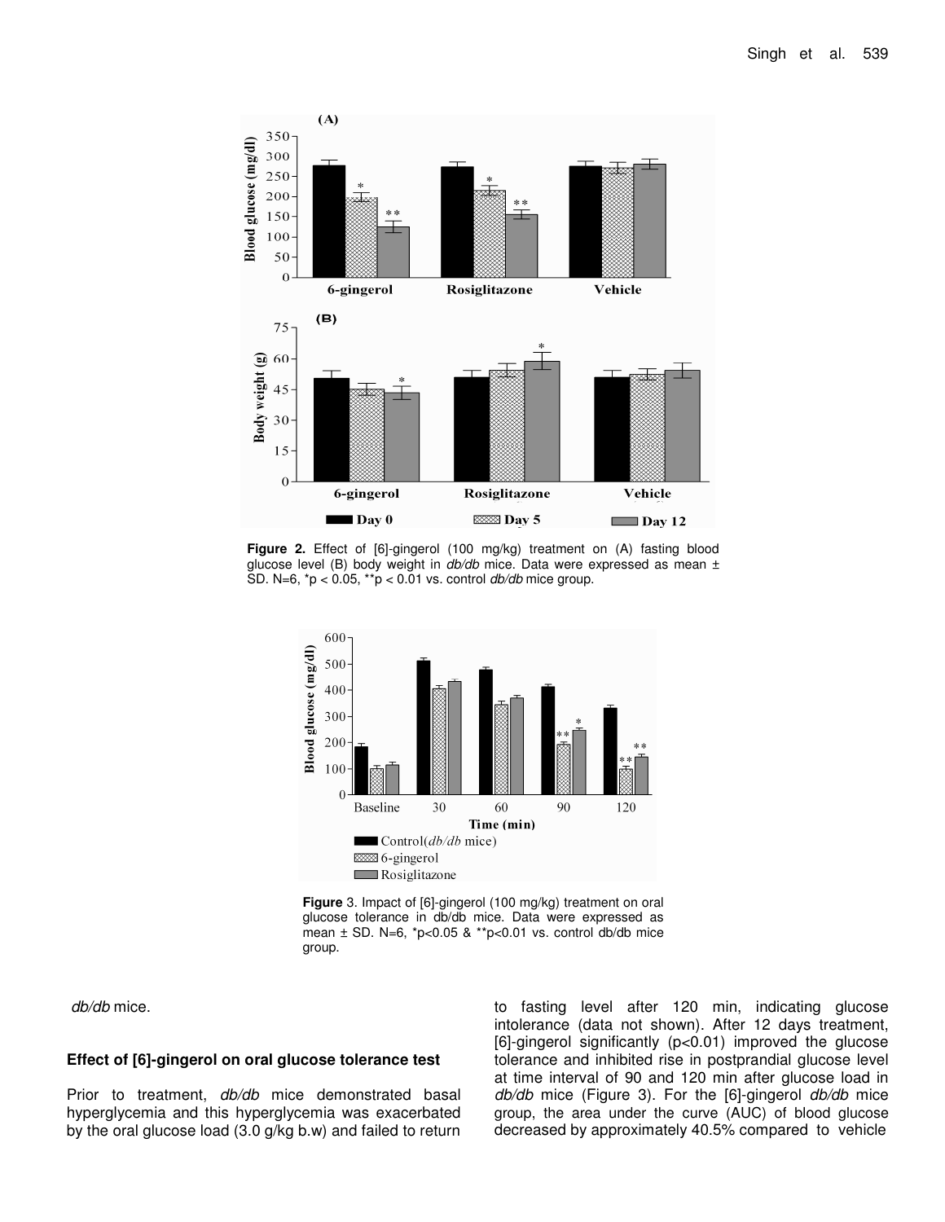**Figure 2.** Effect of [6]-gingerol (100 mg/kg) treatment on (A) fasting blood glucose level (B) body weight in *db/db* mice. Data were expressed as mean ± SD. N=6, *p < 0.05, **p < 0.01 vs. control *db/db* mice group.

**Figure** 3. Impact of [6]-gingerol (100 mg/kg) treatment on oral glucose tolerance in db/db mice. Data were expressed as mean ± SD. N=6, *p<0.05 & **p<0.01 vs. control db/db mice group.

*db/db* mice.

### Effect of [6]-gingerol on oral glucose tolerance test

Prior to treatment, *db/db* mice demonstrated basal hyperglycemia and this hyperglycemia was exacerbated by the oral glucose load (3.0 g/kg b.w) and failed to return to fasting level after 120 min, indicating glucose intolerance (data not shown). After 12 days treatment, [6]-gingerol significantly (p<0.01) improved the glucose tolerance and inhibited rise in postprandial glucose level at time interval of 90 and 120 min after glucose load in *db/db* mice (Figure 3). For the [6]-gingerol *db/db* mice group, the area under the curve (AUC) of blood glucose decreased by approximately 40.5% compared to vehicle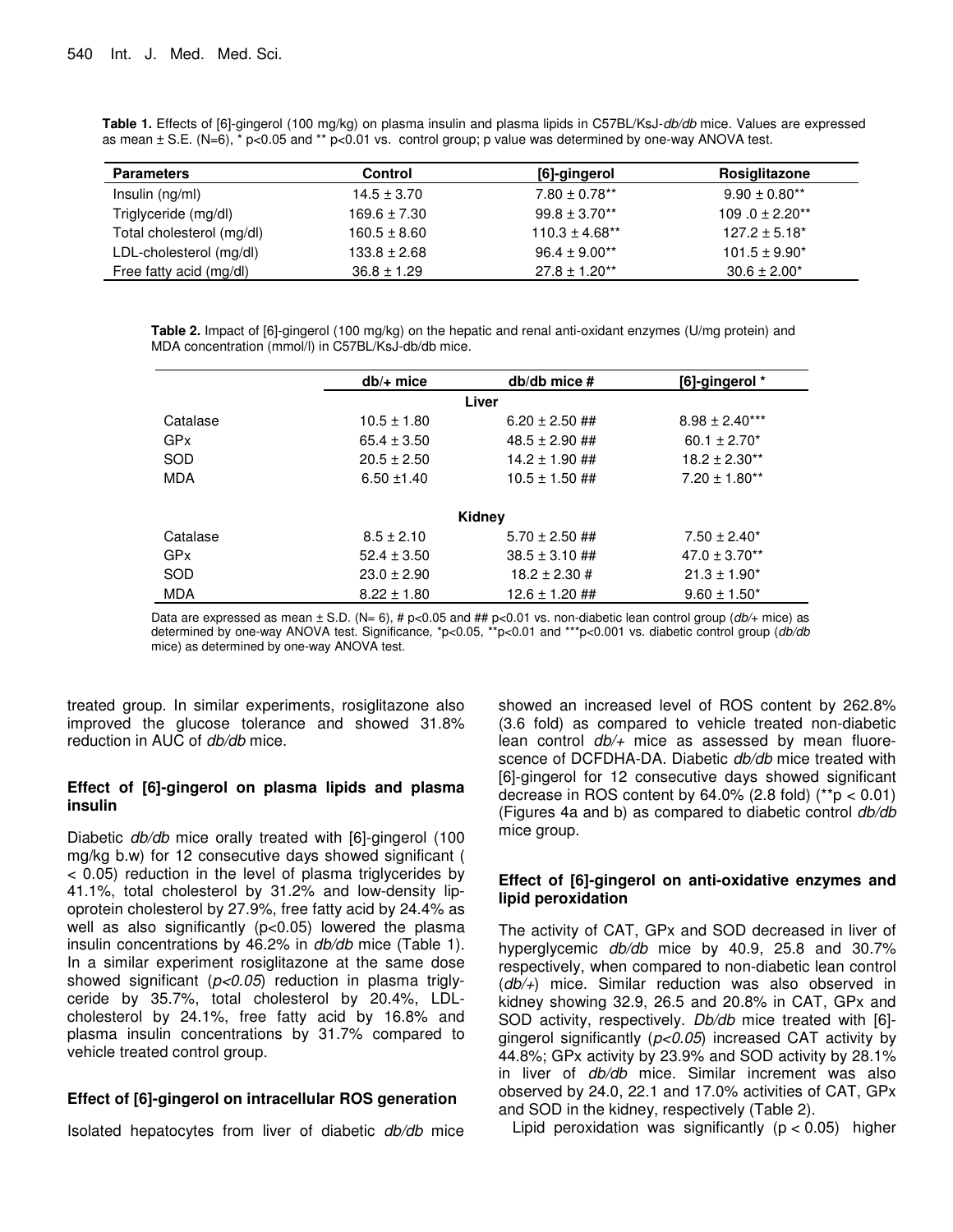**Table 1.** Effects of [6]-gingerol (100 mg/kg) on plasma insulin and plasma lipids in C57BL/KsJ-*db/db* mice. Values are expressed as mean ± S.E. (N=6), * p<0.05 and ** p<0.01 vs. control group; p value was determined by one-way ANOVA test.

| Parameters | Control | [6]-gingerol | Rosiglitazone |
|---|---|---|---|
| Insulin (ng/ml) | 14.5 ± 3.70 | 7.80 ± 0.78** | 9.90 ± 0.80** |
| Triglyceride (mg/dl) | 169.6 ± 7.30 | 99.8 ± 3.70** | 109 .0 ± 2.20** |
| Total cholesterol (mg/dl) | 160.5 ± 8.60 | 110.3 ± 4.68** | 127.2 ± 5.18* |
| LDL-cholesterol (mg/dl) | 133.8 ± 2.68 | 96.4 ± 9.00** | 101.5 ± 9.90* |
| Free fatty acid (mg/dl) | 36.8 ± 1.29 | 27.8 ± 1.20** | 30.6 ± 2.00* |

**Table 2.** Impact of [6]-gingerol (100 mg/kg) on the hepatic and renal anti-oxidant enzymes (U/mg protein) and MDA concentration (mmol/l) in C57BL/KsJ-db/db mice.

| | db/+ mice | db/db mice # | [6]-gingerol * |
|---|---|---|---|
| | | Liver | |
| Catalase | 10.5 ± 1.80 | 6.20 ± 2.50 ## | 8.98 ± 2.40*** |
| GPx | 65.4 ± 3.50 | 48.5 ± 2.90 ## | 60.1 ± 2.70* |
| SOD | 20.5 ± 2.50 | 14.2 ± 1.90 ## | 18.2 ± 2.30** |
| MDA | 6.50 ±1.40 | 10.5 ± 1.50 ## | 7.20 ± 1.80** |
| | | Kidney | |
| Catalase | 8.5 ± 2.10 | 5.70 ± 2.50 ## | 7.50 ± 2.40* |
| GPx | 52.4 ± 3.50 | 38.5 ± 3.10 ## | 47.0 ± 3.70** |
| SOD | 23.0 ± 2.90 | 18.2 ± 2.30 # | 21.3 ± 1.90* |
| MDA | 8.22 ± 1.80 | 12.6 ± 1.20 ## | 9.60 ± 1.50* |

Data are expressed as mean ± S.D. (N= 6), # p<0.05 and ## p<0.01 vs. non-diabetic lean control group (*db/+* mice) as determined by one-way ANOVA test. Significance, *p<0.05, **p<0.01 and ***p<0.001 vs. diabetic control group (*db/db* mice) as determined by one-way ANOVA test.

treated group. In similar experiments, rosiglitazone also improved the glucose tolerance and showed 31.8% reduction in AUC of *db/db* mice.

### Effect of [6]-gingerol on plasma lipids and plasma insulin

Diabetic *db/db* mice orally treated with [6]-gingerol (100 mg/kg b.w) for 12 consecutive days showed significant ( < 0.05) reduction in the level of plasma triglycerides by 41.1%, total cholesterol by 31.2% and low-density lipoprotein cholesterol by 27.9%, free fatty acid by 24.4% as well as also significantly (p<0.05) lowered the plasma insulin concentrations by 46.2% in *db/db* mice (Table 1). In a similar experiment rosiglitazone at the same dose showed significant (*p<0.05*) reduction in plasma triglyceride by 35.7%, total cholesterol by 20.4%, LDL-cholesterol by 24.1%, free fatty acid by 16.8% and plasma insulin concentrations by 31.7% compared to vehicle treated control group.

### Effect of [6]-gingerol on intracellular ROS generation

Isolated hepatocytes from liver of diabetic *db/db* mice showed an increased level of ROS content by 262.8% (3.6 fold) as compared to vehicle treated non-diabetic lean control *db/+* mice as assessed by mean fluorescence of DCFDHA-DA. Diabetic *db/db* mice treated with [6]-gingerol for 12 consecutive days showed significant decrease in ROS content by 64.0% (2.8 fold) (**p < 0.01) (Figures 4a and b) as compared to diabetic control *db/db* mice group.

### Effect of [6]-gingerol on anti-oxidative enzymes and lipid peroxidation

The activity of CAT, GPx and SOD decreased in liver of hyperglycemic *db/db* mice by 40.9, 25.8 and 30.7% respectively, when compared to non-diabetic lean control (*db/+*) mice. Similar reduction was also observed in kidney showing 32.9, 26.5 and 20.8% in CAT, GPx and SOD activity, respectively. *Db/db* mice treated with [6]-gingerol significantly (*p<0.05*) increased CAT activity by 44.8%; GPx activity by 23.9% and SOD activity by 28.1% in liver of *db/db* mice. Similar increment was also observed by 24.0, 22.1 and 17.0% activities of CAT, GPx and SOD in the kidney, respectively (Table 2).

Lipid peroxidation was significantly (p < 0.05) higher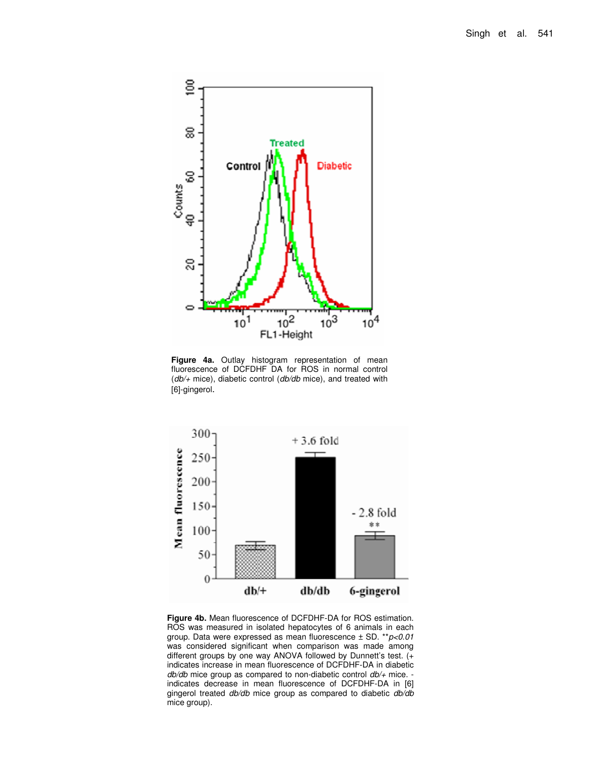**Figure 4a.** Outlay histogram representation of mean fluorescence of DCFDHF DA for ROS in normal control (*db/+* mice), diabetic control (*db/db* mice), and treated with [6]-gingerol.

**Figure 4b.** Mean fluorescence of DCFDHF-DA for ROS estimation. ROS was measured in isolated hepatocytes of 6 animals in each group. Data were expressed as mean fluorescence ± SD. **$p<0.01$ was considered significant when comparison was made among different groups by one way ANOVA followed by Dunnett's test. (+ indicates increase in mean fluorescence of DCFDHF-DA in diabetic *db/db* mice group as compared to non-diabetic control *db/+* mice. - indicates decrease in mean fluorescence of DCFDHF-DA in [6] gingerol treated *db/db* mice group as compared to diabetic *db/db* mice group).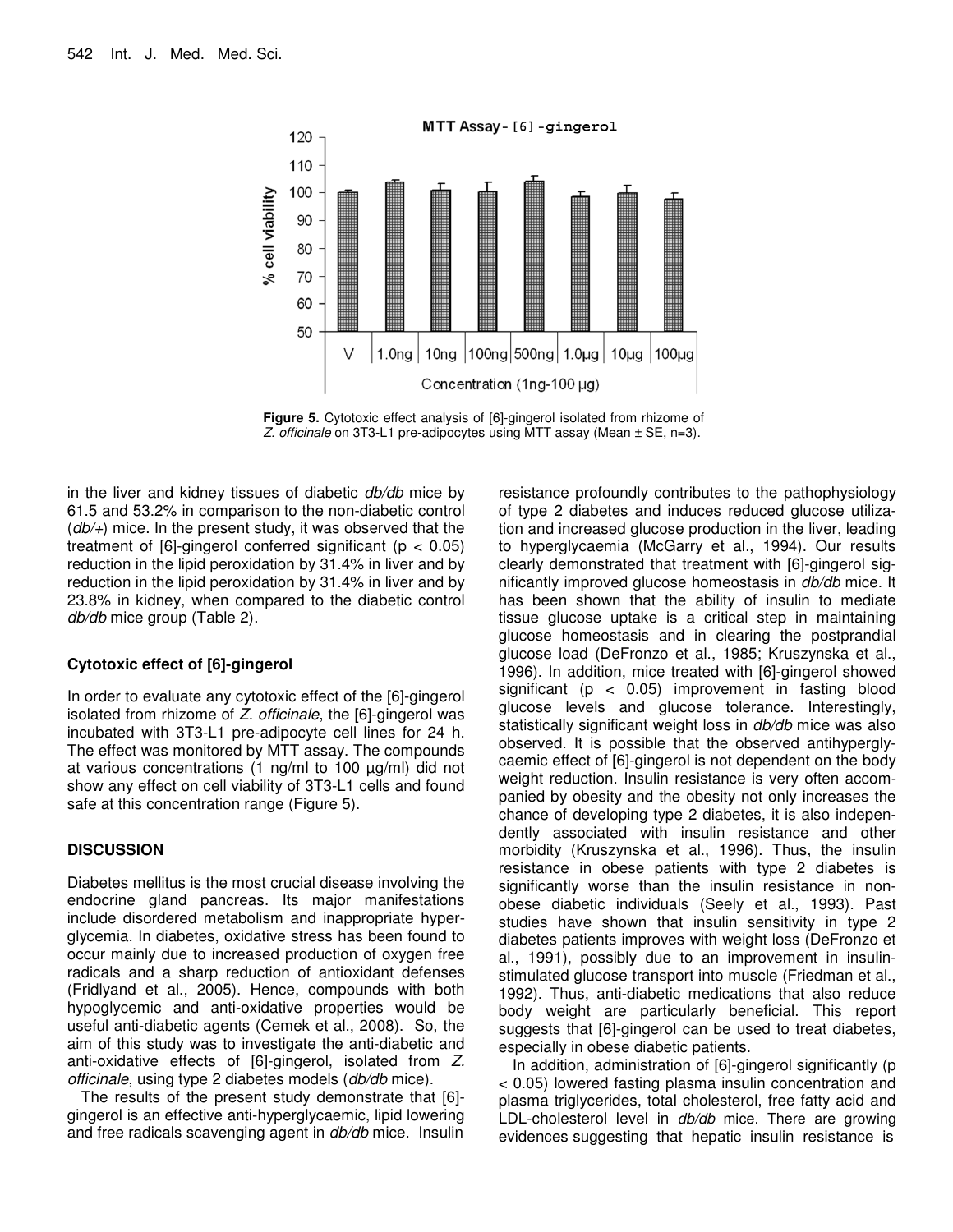**Figure 5.** Cytotoxic effect analysis of [6]-gingerol isolated from rhizome of *Z. officinale* on 3T3-L1 pre-adipocytes using MTT assay (Mean ± SE, n=3).

in the liver and kidney tissues of diabetic *db/db* mice by 61.5 and 53.2% in comparison to the non-diabetic control (*db/+*) mice. In the present study, it was observed that the treatment of [6]-gingerol conferred significant ($p < 0.05$) reduction in the lipid peroxidation by 31.4% in liver and by reduction in the lipid peroxidation by 31.4% in liver and by 23.8% in kidney, when compared to the diabetic control *db/db* mice group (Table 2).

### Cytotoxic effect of [6]-gingerol

In order to evaluate any cytotoxic effect of the [6]-gingerol isolated from rhizome of *Z. officinale*, the [6]-gingerol was incubated with 3T3-L1 pre-adipocyte cell lines for 24 h. The effect was monitored by MTT assay. The compounds at various concentrations (1 ng/ml to 100 µg/ml) did not show any effect on cell viability of 3T3-L1 cells and found safe at this concentration range (Figure 5).

## DISCUSSION

Diabetes mellitus is the most crucial disease involving the endocrine gland pancreas. Its major manifestations include disordered metabolism and inappropriate hyperglycemia. In diabetes, oxidative stress has been found to occur mainly due to increased production of oxygen free radicals and a sharp reduction of antioxidant defenses (Fridlyand et al., 2005). Hence, compounds with both hypoglycemic and anti-oxidative properties would be useful anti-diabetic agents (Cemek et al., 2008). So, the aim of this study was to investigate the anti-diabetic and anti-oxidative effects of [6]-gingerol, isolated from *Z. officinale*, using type 2 diabetes models (*db/db* mice).

The results of the present study demonstrate that [6]-gingerol is an effective anti-hyperglycaemic, lipid lowering and free radicals scavenging agent in *db/db* mice. Insulin resistance profoundly contributes to the pathophysiology of type 2 diabetes and induces reduced glucose utilization and increased glucose production in the liver, leading to hyperglycaemia (McGarry et al., 1994). Our results clearly demonstrated that treatment with [6]-gingerol significantly improved glucose homeostasis in *db/db* mice. It has been shown that the ability of insulin to mediate tissue glucose uptake is a critical step in maintaining glucose homeostasis and in clearing the postprandial glucose load (DeFronzo et al., 1985; Kruszynska et al., 1996). In addition, mice treated with [6]-gingerol showed significant ($p < 0.05$) improvement in fasting blood glucose levels and glucose tolerance. Interestingly, statistically significant weight loss in *db/db* mice was also observed. It is possible that the observed antihyperglycaemic effect of [6]-gingerol is not dependent on the body weight reduction. Insulin resistance is very often accompanied by obesity and the obesity not only increases the chance of developing type 2 diabetes, it is also independently associated with insulin resistance and other morbidity (Kruszynska et al., 1996). Thus, the insulin resistance in obese patients with type 2 diabetes is significantly worse than the insulin resistance in non-obese diabetic individuals (Seely et al., 1993). Past studies have shown that insulin sensitivity in type 2 diabetes patients improves with weight loss (DeFronzo et al., 1991), possibly due to an improvement in insulin-stimulated glucose transport into muscle (Friedman et al., 1992). Thus, anti-diabetic medications that also reduce body weight are particularly beneficial. This report suggests that [6]-gingerol can be used to treat diabetes, especially in obese diabetic patients.

In addition, administration of [6]-gingerol significantly ($p < 0.05$) lowered fasting plasma insulin concentration and plasma triglycerides, total cholesterol, free fatty acid and LDL-cholesterol level in *db/db* mice. There are growing evidences suggesting that hepatic insulin resistance is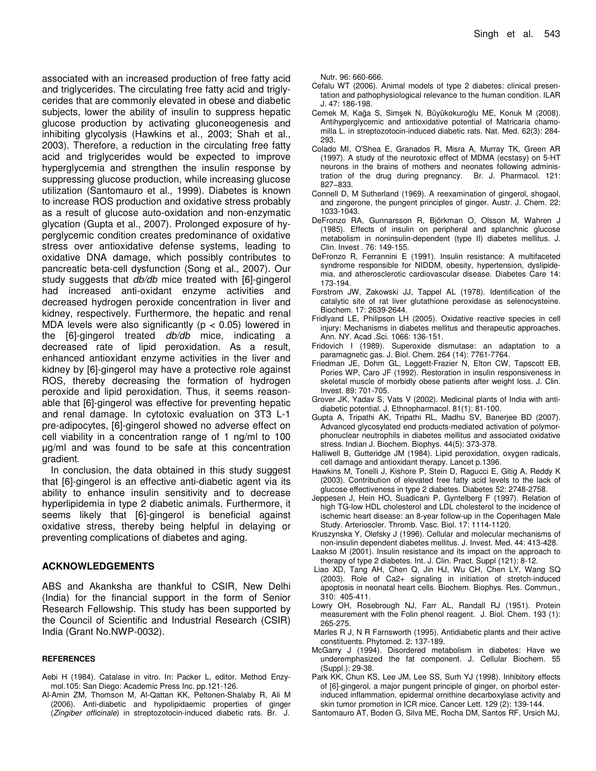associated with an increased production of free fatty acid and triglycerides. The circulating free fatty acid and triglycerides that are commonly elevated in obese and diabetic subjects, lower the ability of insulin to suppress hepatic glucose production by activating gluconeogenesis and inhibiting glycolysis (Hawkins et al., 2003; Shah et al., 2003). Therefore, a reduction in the circulating free fatty acid and triglycerides would be expected to improve hyperglycemia and strengthen the insulin response by suppressing glucose production, while increasing glucose utilization (Santomauro et al., 1999). Diabetes is known to increase ROS production and oxidative stress probably as a result of glucose auto-oxidation and non-enzymatic glycation (Gupta et al., 2007). Prolonged exposure of hyperglycemic condition creates predominance of oxidative stress over antioxidative defense systems, leading to oxidative DNA damage, which possibly contributes to pancreatic beta-cell dysfunction (Song et al., 2007). Our study suggests that *db/db* mice treated with [6]-gingerol had increased anti-oxidant enzyme activities and decreased hydrogen peroxide concentration in liver and kidney, respectively. Furthermore, the hepatic and renal MDA levels were also significantly ($p < 0.05$) lowered in the [6]-gingerol treated *db/db* mice, indicating a decreased rate of lipid peroxidation. As a result, enhanced antioxidant enzyme activities in the liver and kidney by [6]-gingerol may have a protective role against ROS, thereby decreasing the formation of hydrogen peroxide and lipid peroxidation. Thus, it seems reasonable that [6]-gingerol was effective for preventing hepatic and renal damage. In cytotoxic evaluation on 3T3 L-1 pre-adipocytes, [6]-gingerol showed no adverse effect on cell viability in a concentration range of 1 ng/ml to 100 µg/ml and was found to be safe at this concentration gradient.

In conclusion, the data obtained in this study suggest that [6]-gingerol is an effective anti-diabetic agent via its ability to enhance insulin sensitivity and to decrease hyperlipidemia in type 2 diabetic animals. Furthermore, it seems likely that [6]-gingerol is beneficial against oxidative stress, thereby being helpful in delaying or preventing complications of diabetes and aging.

## ACKNOWLEDGEMENTS

ABS and Akanksha are thankful to CSIR, New Delhi (India) for the financial support in the form of Senior Research Fellowship. This study has been supported by the Council of Scientific and Industrial Research (CSIR) India (Grant No.NWP-0032).

## REFERENCES

Aebi H (1984). Catalase in vitro. In: Packer L, editor. Method Enzymol.105: San Diego: Academic Press Inc. pp.121-126.

Al-Amin ZM, Thomson M, Al-Qattan KK, Peltonen-Shalaby R, Ali M (2006). Anti-diabetic and hypolipidaemic properties of ginger (*Zingiber officinale*) in streptozotocin-induced diabetic rats. Br. J. Nutr. 96: 660-666.

Cefalu WT (2006). Animal models of type 2 diabetes: clinical presentation and pathophysiological relevance to the human condition. ILAR J. 47: 186-198.

Cemek M, Kağa S, Simşek N, Büyükokuroğlu ME, Konuk M (2008). Antihyperglycemic and antioxidative potential of Matricaria chamomilla L. in streptozotocin-induced diabetic rats. Nat. Med. 62(3): 284-293.

Colado MI, O'Shea E, Granados R, Misra A, Murray TK, Green AR (1997). A study of the neurotoxic effect of MDMA (ecstasy) on 5-HT neurons in the brains of mothers and neonates following administration of the drug during pregnancy. Br. J. Pharmacol. 121: 827–833.

Connell D, M Sutherland (1969). A reexamination of gingerol, shogaol, and zingerone, the pungent principles of ginger. Austr. J. Chem. 22: 1033-1043.

DeFronzo RA, Gunnarsson R, Björkman O, Olsson M, Wahren J (1985). Effects of insulin on peripheral and splanchnic glucose metabolism in noninsulin-dependent (type II) diabetes mellitus. J. Clin. Invest . 76: 149-155.

DeFronzo R, Ferrannini E (1991). Insulin resistance: A multifaceted syndrome responsible for NIDDM, obesity, hypertension, dyslipidemia, and atherosclerotic cardiovascular disease. Diabetes Care 14: 173-194.

Forstrom JW, Zakowski JJ, Tappel AL (1978). Identification of the catalytic site of rat liver glutathione peroxidase as selenocysteine. Biochem. 17: 2639-2644.

Fridlyand LE, Philipson LH (2005). Oxidative reactive species in cell injury: Mechanisms in diabetes mellitus and therapeutic approaches. Ann. NY. Acad .Sci. 1066: 136-151.

Fridovich I (1989). Superoxide dismutase: an adaptation to a paramagnetic gas. J. Biol. Chem. 264 (14): 7761-7764.

Friedman JE, Dohm GL, Leggett-Frazier N, Elton CW, Tapscott EB, Pories WP, Caro JF (1992). Restoration in insulin responsiveness in skeletal muscle of morbidly obese patients after weight loss. J. Clin. Invest. 89: 701-705.

Grover JK, Yadav S, Vats V (2002). Medicinal plants of India with antidiabetic potential. J. Ethnopharmacol. 81(1): 81-100.

Gupta A, Tripathi AK, Tripathi RL, Madhu SV, Banerjee BD (2007). Advanced glycosylated end products-mediated activation of polymorphonuclear neutrophils in diabetes mellitus and associated oxidative stress. Indian J. Biochem. Biophys. 44(5): 373-378.

Halliwell B, Gutteridge JM (1984). Lipid peroxidation, oxygen radicals, cell damage and antioxidant therapy. Lancet p.1396.

Hawkins M, Tonelli J, Kishore P, Stein D, Ragucci E, Gitig A, Reddy K (2003). Contribution of elevated free fatty acid levels to the lack of glucose effectiveness in type 2 diabetes. Diabetes 52: 2748-2758.

Jeppesen J, Hein HO, Suadicani P, Gyntelberg F (1997). Relation of high TG-low HDL cholesterol and LDL cholesterol to the incidence of ischemic heart disease: an 8-year follow-up in the Copenhagen Male Study. Arterioscler. Thromb. Vasc. Biol. 17: 1114-1120.

Kruszynska Y, Olefsky J (1996). Cellular and molecular mechanisms of non-insulin dependent diabetes mellitus. J. Invest. Med. 44: 413-428.

Laakso M (2001). Insulin resistance and its impact on the approach to therapy of type 2 diabetes. Int. J. Clin. Pract. Suppl (121): 8-12.

Liao XD, Tang AH, Chen Q, Jin HJ, Wu CH, Chen LY, Wang SQ (2003). Role of Ca2+ signaling in initiation of stretch-induced apoptosis in neonatal heart cells. Biochem. Biophys. Res. Commun., 310: 405-411.

Lowry OH, Rosebrough NJ, Farr AL, Randall RJ (1951). Protein measurement with the Folin phenol reagent. J. Biol. Chem. 193 (1): 265-275.

Marles R J, N R Farnsworth (1995). Antidiabetic plants and their active constituents. Phytomed. 2: 137-189.

McGarry J (1994). Disordered metabolism in diabetes: Have we underemphasized the fat component. J. Cellular Biochem. 55 (Suppl.): 29-38.

Park KK, Chun KS, Lee JM, Lee SS, Surh YJ (1998). Inhibitory effects of [6]-gingerol, a major pungent principle of ginger, on phorbol ester-induced inflammation, epidermal ornithine decarboxylase activity and skin tumor promotion in ICR mice. Cancer Lett. 129 (2): 139-144.

Santomauro AT, Boden G, Silva ME, Rocha DM, Santos RF, Ursich MJ,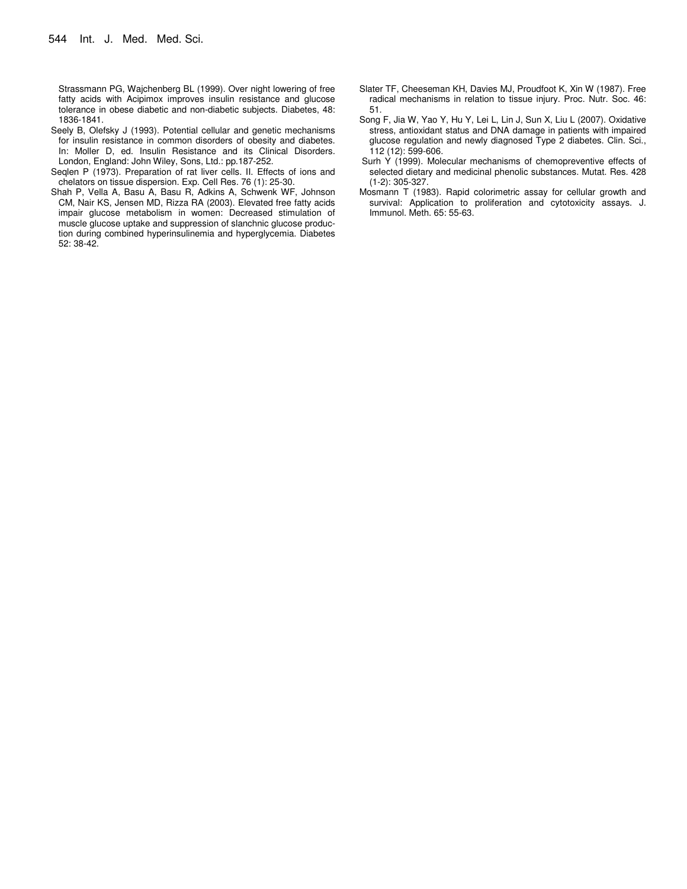Strassmann PG, Wajchenberg BL (1999). Over night lowering of free fatty acids with Acipimox improves insulin resistance and glucose tolerance in obese diabetic and non-diabetic subjects. Diabetes, 48: 1836-1841.

Seely B, Olefsky J (1993). Potential cellular and genetic mechanisms for insulin resistance in common disorders of obesity and diabetes. In: Moller D, ed. Insulin Resistance and its Clinical Disorders. London, England: John Wiley, Sons, Ltd.: pp.187-252.

Seqlen P (1973). Preparation of rat liver cells. II. Effects of ions and chelators on tissue dispersion. Exp. Cell Res. 76 (1): 25-30.

Shah P, Vella A, Basu A, Basu R, Adkins A, Schwenk WF, Johnson CM, Nair KS, Jensen MD, Rizza RA (2003). Elevated free fatty acids impair glucose metabolism in women: Decreased stimulation of muscle glucose uptake and suppression of slanchnic glucose production during combined hyperinsulinemia and hyperglycemia. Diabetes 52: 38-42.

Slater TF, Cheeseman KH, Davies MJ, Proudfoot K, Xin W (1987). Free radical mechanisms in relation to tissue injury. Proc. Nutr. Soc. 46: 51.

Song F, Jia W, Yao Y, Hu Y, Lei L, Lin J, Sun X, Liu L (2007). Oxidative stress, antioxidant status and DNA damage in patients with impaired glucose regulation and newly diagnosed Type 2 diabetes. Clin. Sci., 112 (12): 599-606.

Surh Y (1999). Molecular mechanisms of chemopreventive effects of selected dietary and medicinal phenolic substances. Mutat. Res. 428 (1-2): 305-327.

Mosmann T (1983). Rapid colorimetric assay for cellular growth and survival: Application to proliferation and cytotoxicity assays. J. Immunol. Meth. 65: 55-63.